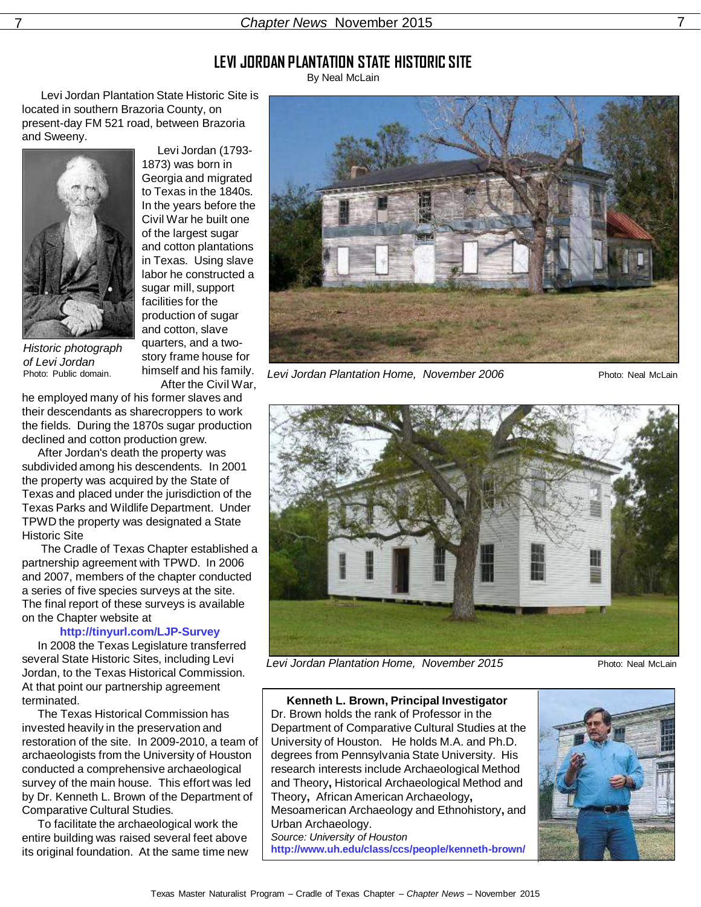# LEVI JORDAN PLANTATION STATE HISTORIC SITE

By Neal McLain

Levi Jordan Plantation State Historic Site is located in southern Brazoria County, on present-day FM 521 road, between Brazoria and Sweeny.

*Historic photograph of Levi Jordan*
Photo: Public domain.

Levi Jordan (1793-1873) was born in Georgia and migrated to Texas in the 1840s. In the years before the Civil War he built one of the largest sugar and cotton plantations in Texas. Using slave labor he constructed a sugar mill, support facilities for the production of sugar and cotton, slave quarters, and a two-story frame house for himself and his family.

After the Civil War, he employed many of his former slaves and their descendants as sharecroppers to work the fields. During the 1870s sugar production declined and cotton production grew.

After Jordan's death the property was subdivided among his descendents. In 2001 the property was acquired by the State of Texas and placed under the jurisdiction of the Texas Parks and Wildlife Department. Under TPWD the property was designated a State Historic Site

The Cradle of Texas Chapter established a partnership agreement with TPWD. In 2006 and 2007, members of the chapter conducted a series of five species surveys at the site. The final report of these surveys is available on the Chapter website at

**http://tinyurl.com/LJP-Survey**

In 2008 the Texas Legislature transferred several State Historic Sites, including Levi Jordan, to the Texas Historical Commission. At that point our partnership agreement terminated.

The Texas Historical Commission has invested heavily in the preservation and restoration of the site. In 2009-2010, a team of archaeologists from the University of Houston conducted a comprehensive archaeological survey of the main house. This effort was led by Dr. Kenneth L. Brown of the Department of Comparative Cultural Studies.

To facilitate the archaeological work the entire building was raised several feet above its original foundation. At the same time new

*Levi Jordan Plantation Home, November 2006* Photo: Neal McLain

*Levi Jordan Plantation Home, November 2015* Photo: Neal McLain

**Kenneth L. Brown, Principal Investigator**

Dr. Brown holds the rank of Professor in the Department of Comparative Cultural Studies at the University of Houston. He holds M.A. and Ph.D. degrees from Pennsylvania State University. His research interests include Archaeological Method and Theory, Historical Archaeological Method and Theory, African American Archaeology, Mesoamerican Archaeology and Ethnohistory, and Urban Archaeology.

*Source: University of Houston*
**http://www.uh.edu/class/ccs/people/kenneth-brown/**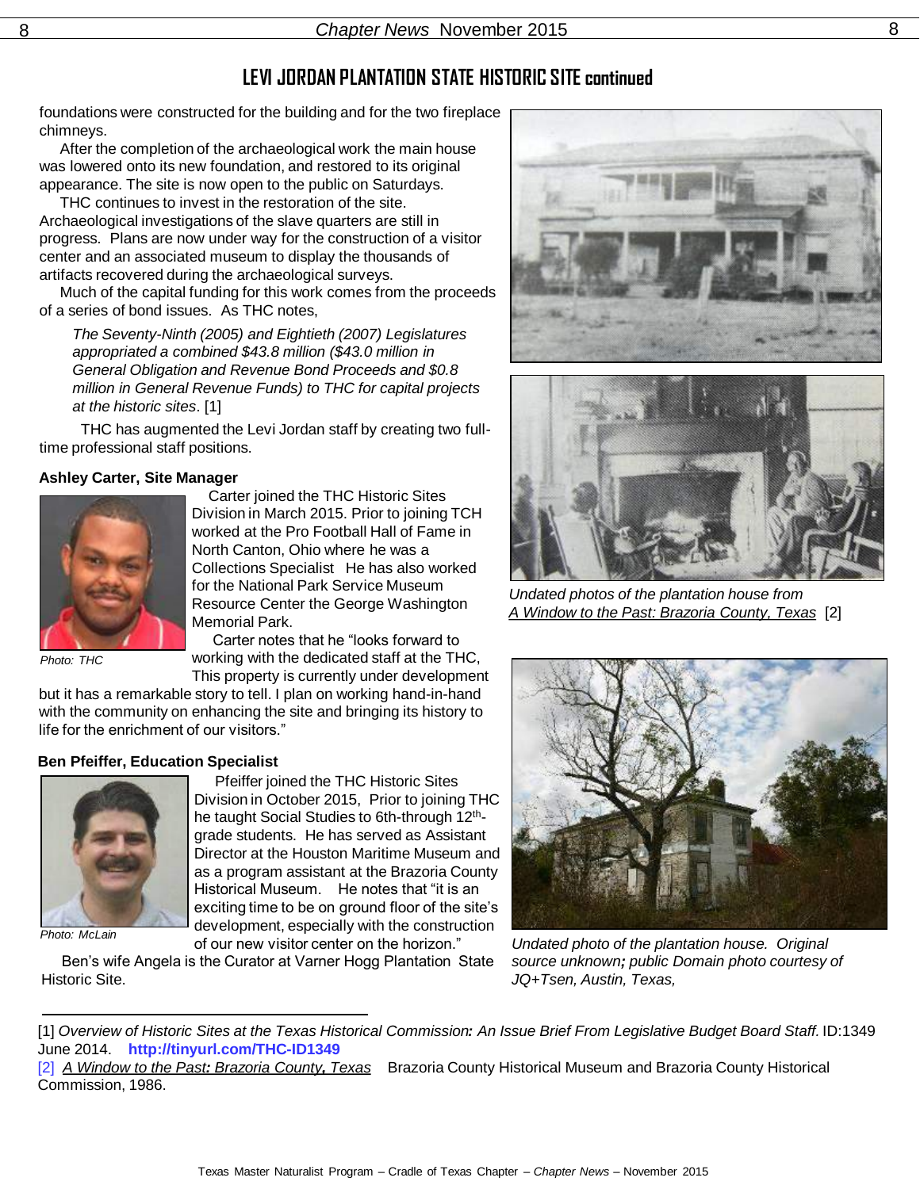## LEVI JORDAN PLANTATION STATE HISTORIC SITE continued

foundations were constructed for the building and for the two fireplace chimneys.

After the completion of the archaeological work the main house was lowered onto its new foundation, and restored to its original appearance. The site is now open to the public on Saturdays.

THC continues to invest in the restoration of the site. Archaeological investigations of the slave quarters are still in progress. Plans are now under way for the construction of a visitor center and an associated museum to display the thousands of artifacts recovered during the archaeological surveys.

Much of the capital funding for this work comes from the proceeds of a series of bond issues. As THC notes,

> *The Seventy-Ninth (2005) and Eightieth (2007) Legislatures appropriated a combined $43.8 million ($43.0 million in General Obligation and Revenue Bond Proceeds and $0.8 million in General Revenue Funds) to THC for capital projects at the historic sites*. [1]

THC has augmented the Levi Jordan staff by creating two full-time professional staff positions.

**Ashley Carter, Site Manager**

*Photo: THC*

Carter joined the THC Historic Sites Division in March 2015. Prior to joining TCH worked at the Pro Football Hall of Fame in North Canton, Ohio where he was a Collections Specialist He has also worked for the National Park Service Museum Resource Center the George Washington Memorial Park.

Carter notes that he "looks forward to working with the dedicated staff at the THC, This property is currently under development but it has a remarkable story to tell. I plan on working hand-in-hand with the community on enhancing the site and bringing its history to life for the enrichment of our visitors."

**Ben Pfeiffer, Education Specialist**

*Photo: McLain*

Pfeiffer joined the THC Historic Sites Division in October 2015, Prior to joining THC he taught Social Studies to 6th-through 12th-grade students. He has served as Assistant Director at the Houston Maritime Museum and as a program assistant at the Brazoria County Historical Museum. He notes that "it is an exciting time to be on ground floor of the site's development, especially with the construction of our new visitor center on the horizon."

Ben's wife Angela is the Curator at Varner Hogg Plantation State Historic Site.

*Undated photos of the plantation house from A Window to the Past: Brazoria County, Texas* [2]

*Undated photo of the plantation house. Original source unknown; public Domain photo courtesy of JQ+Tsen, Austin, Texas,*

---

[1] *Overview of Historic Sites at the Texas Historical Commission: An Issue Brief From Legislative Budget Board Staff.* ID:1349 June 2014. **http://tinyurl.com/THC-ID1349**

[2] *A Window to the Past: Brazoria County, Texas* Brazoria County Historical Museum and Brazoria County Historical Commission, 1986.